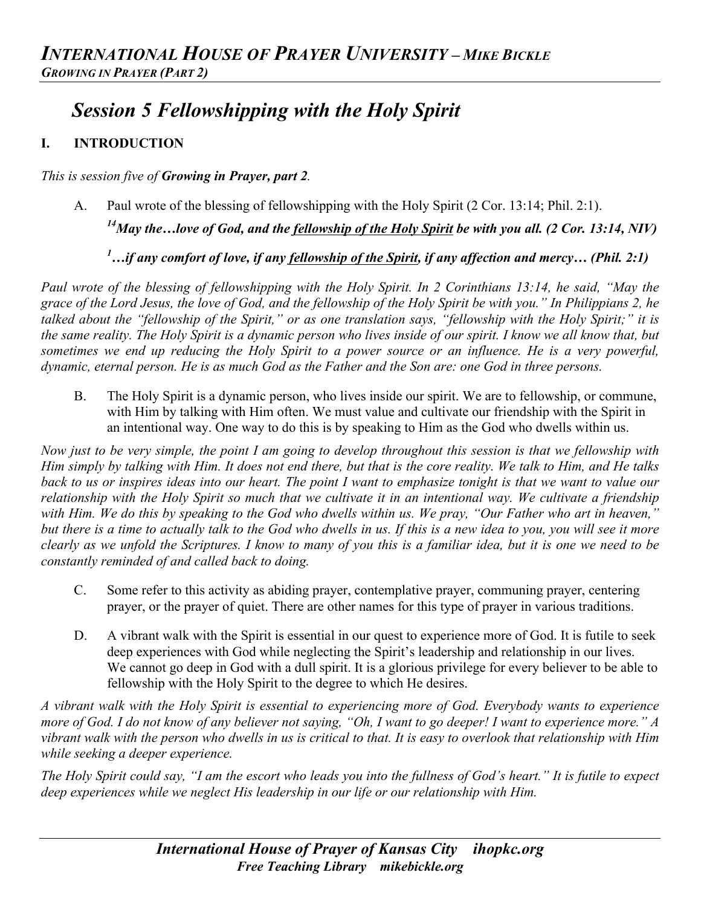# *Session 5 Fellowshipping with the Holy Spirit*

## I. INTRODUCTION

*This is session five of **Growing in Prayer, part 2**.*

A. Paul wrote of the blessing of fellowshipping with the Holy Spirit (2 Cor. 13:14; Phil. 2:1).

***[14]May the…love of God, and the <u>fellowship of the Holy Spirit</u> be with you all. (2 Cor. 13:14, NIV)***

***[1]…if any comfort of love, if any <u>fellowship of the Spirit</u>, if any affection and mercy… (Phil. 2:1)***

*Paul wrote of the blessing of fellowshipping with the Holy Spirit. In 2 Corinthians 13:14, he said, "May the grace of the Lord Jesus, the love of God, and the fellowship of the Holy Spirit be with you." In Philippians 2, he talked about the "fellowship of the Spirit," or as one translation says, "fellowship with the Holy Spirit;" it is the same reality. The Holy Spirit is a dynamic person who lives inside of our spirit. I know we all know that, but sometimes we end up reducing the Holy Spirit to a power source or an influence. He is a very powerful, dynamic, eternal person. He is as much God as the Father and the Son are: one God in three persons.*

B. The Holy Spirit is a dynamic person, who lives inside our spirit. We are to fellowship, or commune, with Him by talking with Him often. We must value and cultivate our friendship with the Spirit in an intentional way. One way to do this is by speaking to Him as the God who dwells within us.

*Now just to be very simple, the point I am going to develop throughout this session is that we fellowship with Him simply by talking with Him. It does not end there, but that is the core reality. We talk to Him, and He talks back to us or inspires ideas into our heart. The point I want to emphasize tonight is that we want to value our relationship with the Holy Spirit so much that we cultivate it in an intentional way. We cultivate a friendship with Him. We do this by speaking to the God who dwells within us. We pray, "Our Father who art in heaven," but there is a time to actually talk to the God who dwells in us. If this is a new idea to you, you will see it more clearly as we unfold the Scriptures. I know to many of you this is a familiar idea, but it is one we need to be constantly reminded of and called back to doing.*

C. Some refer to this activity as abiding prayer, contemplative prayer, communing prayer, centering prayer, or the prayer of quiet. There are other names for this type of prayer in various traditions.

D. A vibrant walk with the Spirit is essential in our quest to experience more of God. It is futile to seek deep experiences with God while neglecting the Spirit's leadership and relationship in our lives. We cannot go deep in God with a dull spirit. It is a glorious privilege for every believer to be able to fellowship with the Holy Spirit to the degree to which He desires.

*A vibrant walk with the Holy Spirit is essential to experiencing more of God. Everybody wants to experience more of God. I do not know of any believer not saying, "Oh, I want to go deeper! I want to experience more." A vibrant walk with the person who dwells in us is critical to that. It is easy to overlook that relationship with Him while seeking a deeper experience.*

*The Holy Spirit could say, "I am the escort who leads you into the fullness of God's heart." It is futile to expect deep experiences while we neglect His leadership in our life or our relationship with Him.*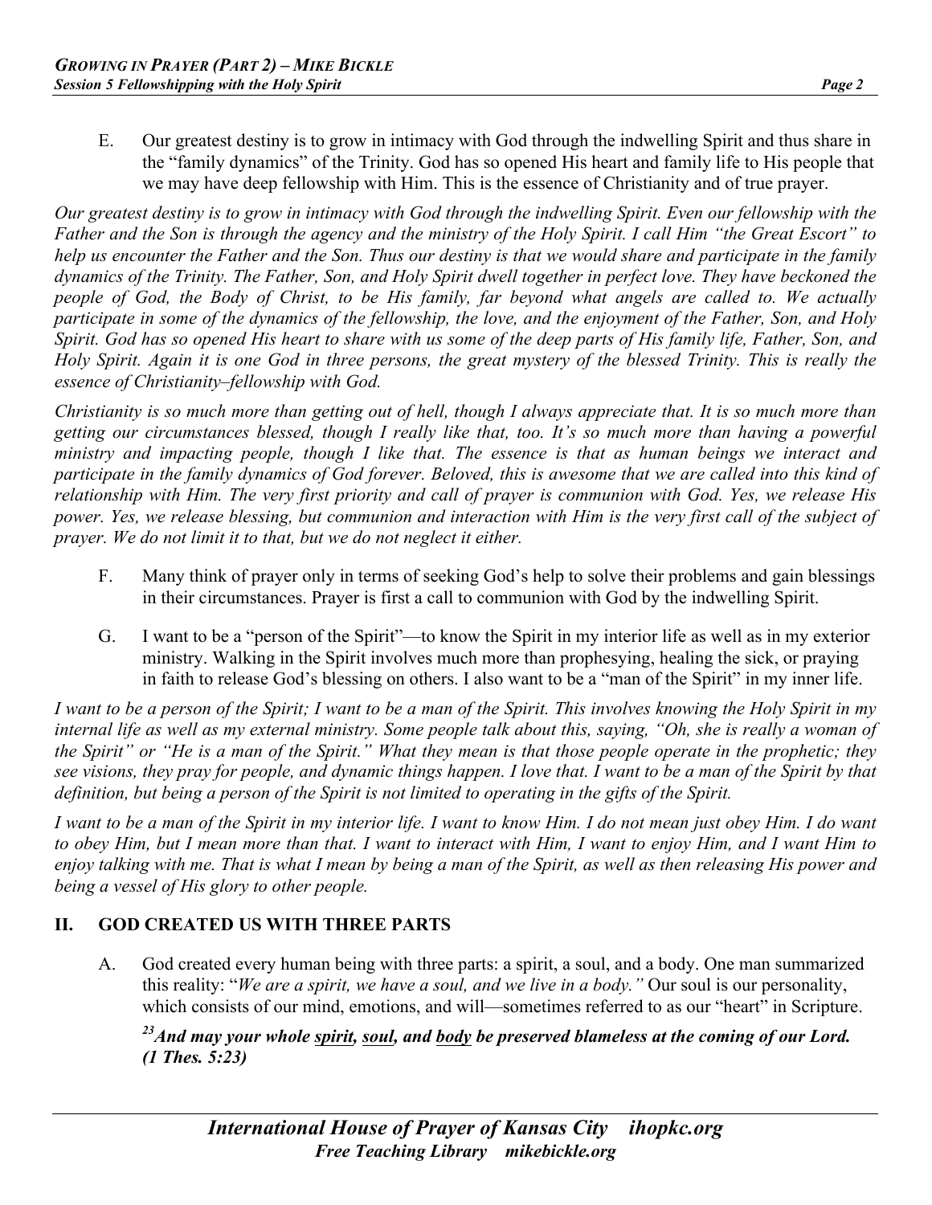E. Our greatest destiny is to grow in intimacy with God through the indwelling Spirit and thus share in the "family dynamics" of the Trinity. God has so opened His heart and family life to His people that we may have deep fellowship with Him. This is the essence of Christianity and of true prayer.

*Our greatest destiny is to grow in intimacy with God through the indwelling Spirit. Even our fellowship with the Father and the Son is through the agency and the ministry of the Holy Spirit. I call Him "the Great Escort" to help us encounter the Father and the Son. Thus our destiny is that we would share and participate in the family dynamics of the Trinity. The Father, Son, and Holy Spirit dwell together in perfect love. They have beckoned the people of God, the Body of Christ, to be His family, far beyond what angels are called to. We actually participate in some of the dynamics of the fellowship, the love, and the enjoyment of the Father, Son, and Holy Spirit. God has so opened His heart to share with us some of the deep parts of His family life, Father, Son, and Holy Spirit. Again it is one God in three persons, the great mystery of the blessed Trinity. This is really the essence of Christianity–fellowship with God.*

*Christianity is so much more than getting out of hell, though I always appreciate that. It is so much more than getting our circumstances blessed, though I really like that, too. It's so much more than having a powerful ministry and impacting people, though I like that. The essence is that as human beings we interact and participate in the family dynamics of God forever. Beloved, this is awesome that we are called into this kind of relationship with Him. The very first priority and call of prayer is communion with God. Yes, we release His power. Yes, we release blessing, but communion and interaction with Him is the very first call of the subject of prayer. We do not limit it to that, but we do not neglect it either.*

F. Many think of prayer only in terms of seeking God's help to solve their problems and gain blessings in their circumstances. Prayer is first a call to communion with God by the indwelling Spirit.

G. I want to be a "person of the Spirit"—to know the Spirit in my interior life as well as in my exterior ministry. Walking in the Spirit involves much more than prophesying, healing the sick, or praying in faith to release God's blessing on others. I also want to be a "man of the Spirit" in my inner life.

*I want to be a person of the Spirit; I want to be a man of the Spirit. This involves knowing the Holy Spirit in my internal life as well as my external ministry. Some people talk about this, saying, "Oh, she is really a woman of the Spirit" or "He is a man of the Spirit." What they mean is that those people operate in the prophetic; they see visions, they pray for people, and dynamic things happen. I love that. I want to be a man of the Spirit by that definition, but being a person of the Spirit is not limited to operating in the gifts of the Spirit.*

*I want to be a man of the Spirit in my interior life. I want to know Him. I do not mean just obey Him. I do want to obey Him, but I mean more than that. I want to interact with Him, I want to enjoy Him, and I want Him to enjoy talking with me. That is what I mean by being a man of the Spirit, as well as then releasing His power and being a vessel of His glory to other people.*

## II. GOD CREATED US WITH THREE PARTS

A. God created every human being with three parts: a spirit, a soul, and a body. One man summarized this reality: "*We are a spirit, we have a soul, and we live in a body.*" Our soul is our personality, which consists of our mind, emotions, and will—sometimes referred to as our "heart" in Scripture.

***[23]And may your whole <u>spirit</u>, <u>soul</u>, and <u>body</u> be preserved blameless at the coming of our Lord. (1 Thes. 5:23)***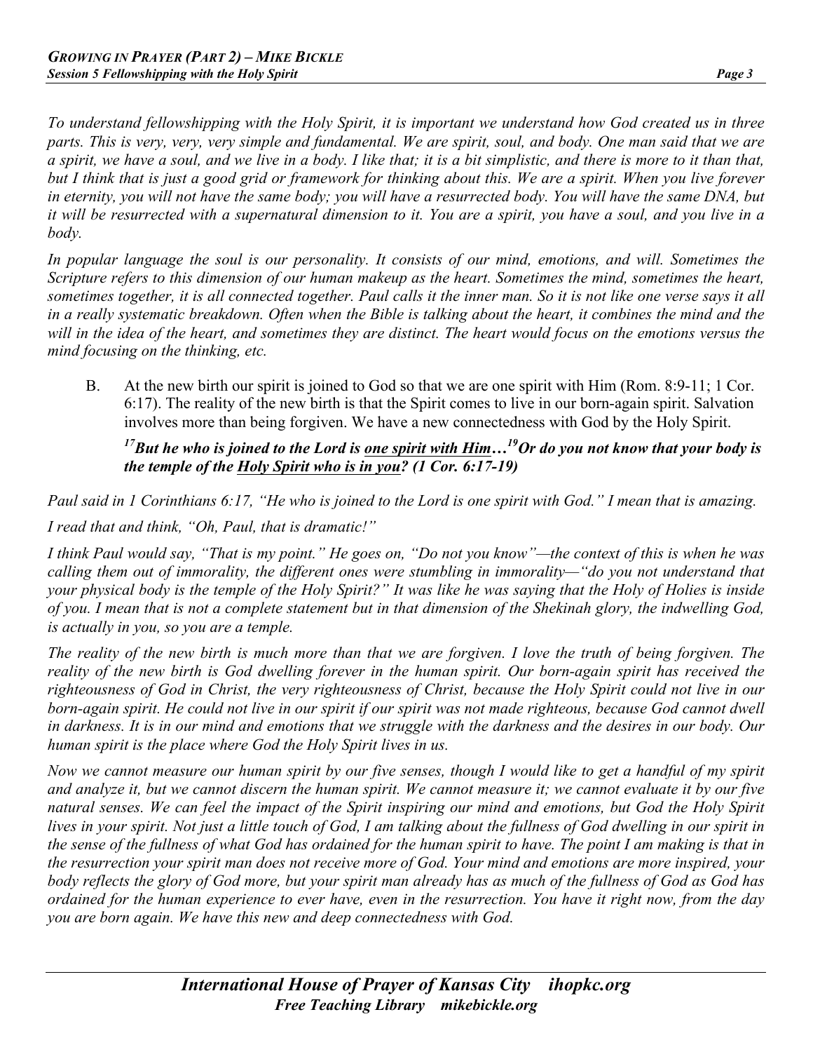*To understand fellowshipping with the Holy Spirit, it is important we understand how God created us in three parts. This is very, very, very simple and fundamental. We are spirit, soul, and body. One man said that we are a spirit, we have a soul, and we live in a body. I like that; it is a bit simplistic, and there is more to it than that, but I think that is just a good grid or framework for thinking about this. We are a spirit. When you live forever in eternity, you will not have the same body; you will have a resurrected body. You will have the same DNA, but it will be resurrected with a supernatural dimension to it. You are a spirit, you have a soul, and you live in a body.*

*In popular language the soul is our personality. It consists of our mind, emotions, and will. Sometimes the Scripture refers to this dimension of our human makeup as the heart. Sometimes the mind, sometimes the heart, sometimes together, it is all connected together. Paul calls it the inner man. So it is not like one verse says it all in a really systematic breakdown. Often when the Bible is talking about the heart, it combines the mind and the will in the idea of the heart, and sometimes they are distinct. The heart would focus on the emotions versus the mind focusing on the thinking, etc.*

B. At the new birth our spirit is joined to God so that we are one spirit with Him (Rom. 8:9-11; 1 Cor. 6:17). The reality of the new birth is that the Spirit comes to live in our born-again spirit. Salvation involves more than being forgiven. We have a new connectedness with God by the Holy Spirit.

***[17]But he who is joined to the Lord is <u>one spirit with Him</u>…[19]Or do you not know that your body is the temple of the <u>Holy Spirit who is in you</u>? (1 Cor. 6:17-19)***

*Paul said in 1 Corinthians 6:17, "He who is joined to the Lord is one spirit with God." I mean that is amazing.*

*I read that and think, "Oh, Paul, that is dramatic!"*

*I think Paul would say, "That is my point." He goes on, "Do not you know"—the context of this is when he was calling them out of immorality, the different ones were stumbling in immorality—"do you not understand that your physical body is the temple of the Holy Spirit?" It was like he was saying that the Holy of Holies is inside of you. I mean that is not a complete statement but in that dimension of the Shekinah glory, the indwelling God, is actually in you, so you are a temple.*

*The reality of the new birth is much more than that we are forgiven. I love the truth of being forgiven. The reality of the new birth is God dwelling forever in the human spirit. Our born-again spirit has received the righteousness of God in Christ, the very righteousness of Christ, because the Holy Spirit could not live in our born-again spirit. He could not live in our spirit if our spirit was not made righteous, because God cannot dwell in darkness. It is in our mind and emotions that we struggle with the darkness and the desires in our body. Our human spirit is the place where God the Holy Spirit lives in us.*

*Now we cannot measure our human spirit by our five senses, though I would like to get a handful of my spirit and analyze it, but we cannot discern the human spirit. We cannot measure it; we cannot evaluate it by our five natural senses. We can feel the impact of the Spirit inspiring our mind and emotions, but God the Holy Spirit lives in your spirit. Not just a little touch of God, I am talking about the fullness of God dwelling in our spirit in the sense of the fullness of what God has ordained for the human spirit to have. The point I am making is that in the resurrection your spirit man does not receive more of God. Your mind and emotions are more inspired, your body reflects the glory of God more, but your spirit man already has as much of the fullness of God as God has ordained for the human experience to ever have, even in the resurrection. You have it right now, from the day you are born again. We have this new and deep connectedness with God.*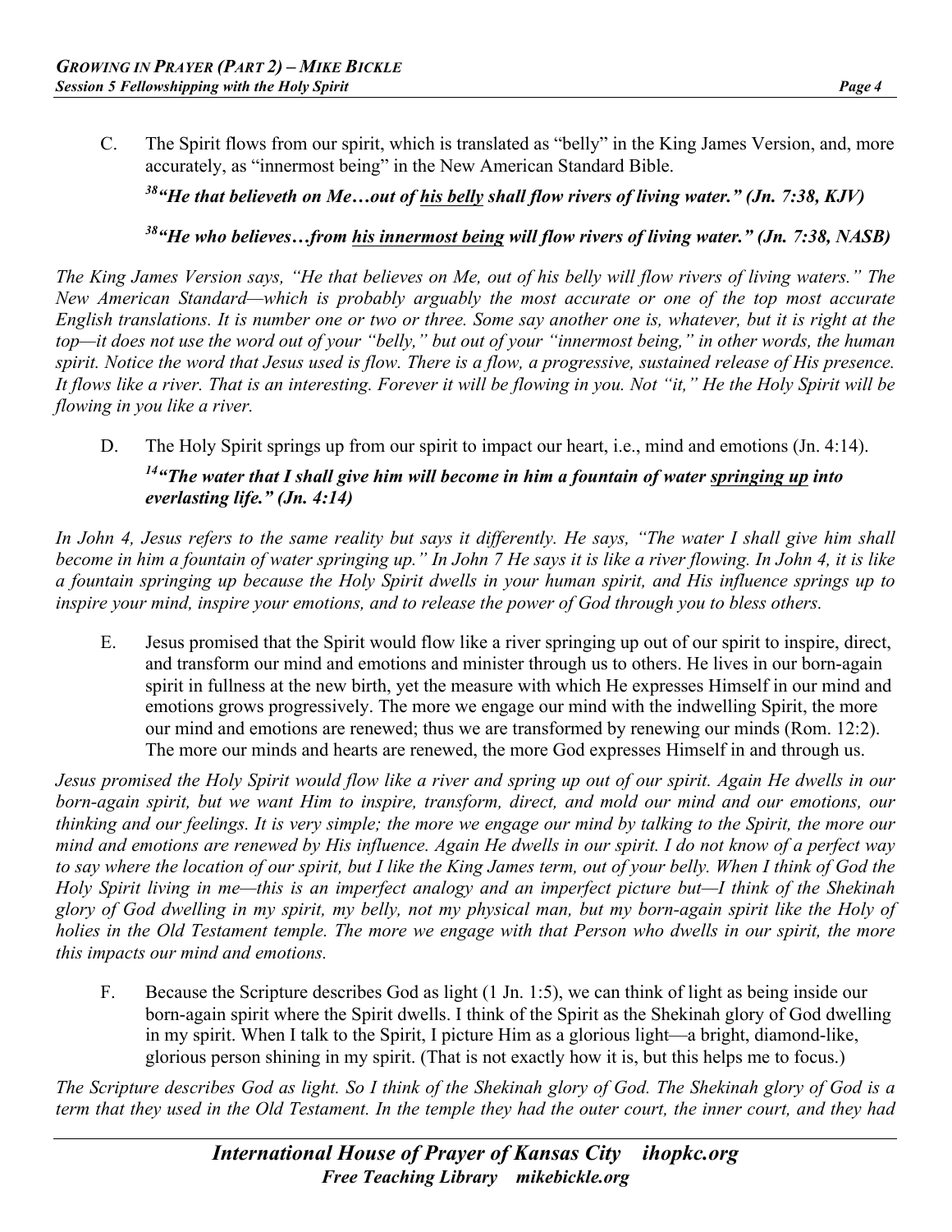C. The Spirit flows from our spirit, which is translated as "belly" in the King James Version, and, more accurately, as "innermost being" in the New American Standard Bible.

***[38]"He that believeth on Me…out of <u>his belly</u> shall flow rivers of living water." (Jn. 7:38, KJV)***

***[38]"He who believes…from <u>his innermost being</u> will flow rivers of living water." (Jn. 7:38, NASB)***

*The King James Version says, "He that believes on Me, out of his belly will flow rivers of living waters." The New American Standard—which is probably arguably the most accurate or one of the top most accurate English translations. It is number one or two or three. Some say another one is, whatever, but it is right at the top—it does not use the word out of your "belly," but out of your "innermost being," in other words, the human spirit. Notice the word that Jesus used is flow. There is a flow, a progressive, sustained release of His presence. It flows like a river. That is an interesting. Forever it will be flowing in you. Not "it," He the Holy Spirit will be flowing in you like a river.*

D. The Holy Spirit springs up from our spirit to impact our heart, i.e., mind and emotions (Jn. 4:14).

***[14]"The water that I shall give him will become in him a fountain of water <u>springing up</u> into everlasting life." (Jn. 4:14)***

*In John 4, Jesus refers to the same reality but says it differently. He says, "The water I shall give him shall become in him a fountain of water springing up." In John 7 He says it is like a river flowing. In John 4, it is like a fountain springing up because the Holy Spirit dwells in your human spirit, and His influence springs up to inspire your mind, inspire your emotions, and to release the power of God through you to bless others.*

E. Jesus promised that the Spirit would flow like a river springing up out of our spirit to inspire, direct, and transform our mind and emotions and minister through us to others. He lives in our born-again spirit in fullness at the new birth, yet the measure with which He expresses Himself in our mind and emotions grows progressively. The more we engage our mind with the indwelling Spirit, the more our mind and emotions are renewed; thus we are transformed by renewing our minds (Rom. 12:2). The more our minds and hearts are renewed, the more God expresses Himself in and through us.

*Jesus promised the Holy Spirit would flow like a river and spring up out of our spirit. Again He dwells in our born-again spirit, but we want Him to inspire, transform, direct, and mold our mind and our emotions, our thinking and our feelings. It is very simple; the more we engage our mind by talking to the Spirit, the more our mind and emotions are renewed by His influence. Again He dwells in our spirit. I do not know of a perfect way to say where the location of our spirit, but I like the King James term, out of your belly. When I think of God the Holy Spirit living in me—this is an imperfect analogy and an imperfect picture but—I think of the Shekinah glory of God dwelling in my spirit, my belly, not my physical man, but my born-again spirit like the Holy of holies in the Old Testament temple. The more we engage with that Person who dwells in our spirit, the more this impacts our mind and emotions.*

F. Because the Scripture describes God as light (1 Jn. 1:5), we can think of light as being inside our born-again spirit where the Spirit dwells. I think of the Spirit as the Shekinah glory of God dwelling in my spirit. When I talk to the Spirit, I picture Him as a glorious light—a bright, diamond-like, glorious person shining in my spirit. (That is not exactly how it is, but this helps me to focus.)

*The Scripture describes God as light. So I think of the Shekinah glory of God. The Shekinah glory of God is a term that they used in the Old Testament. In the temple they had the outer court, the inner court, and they had*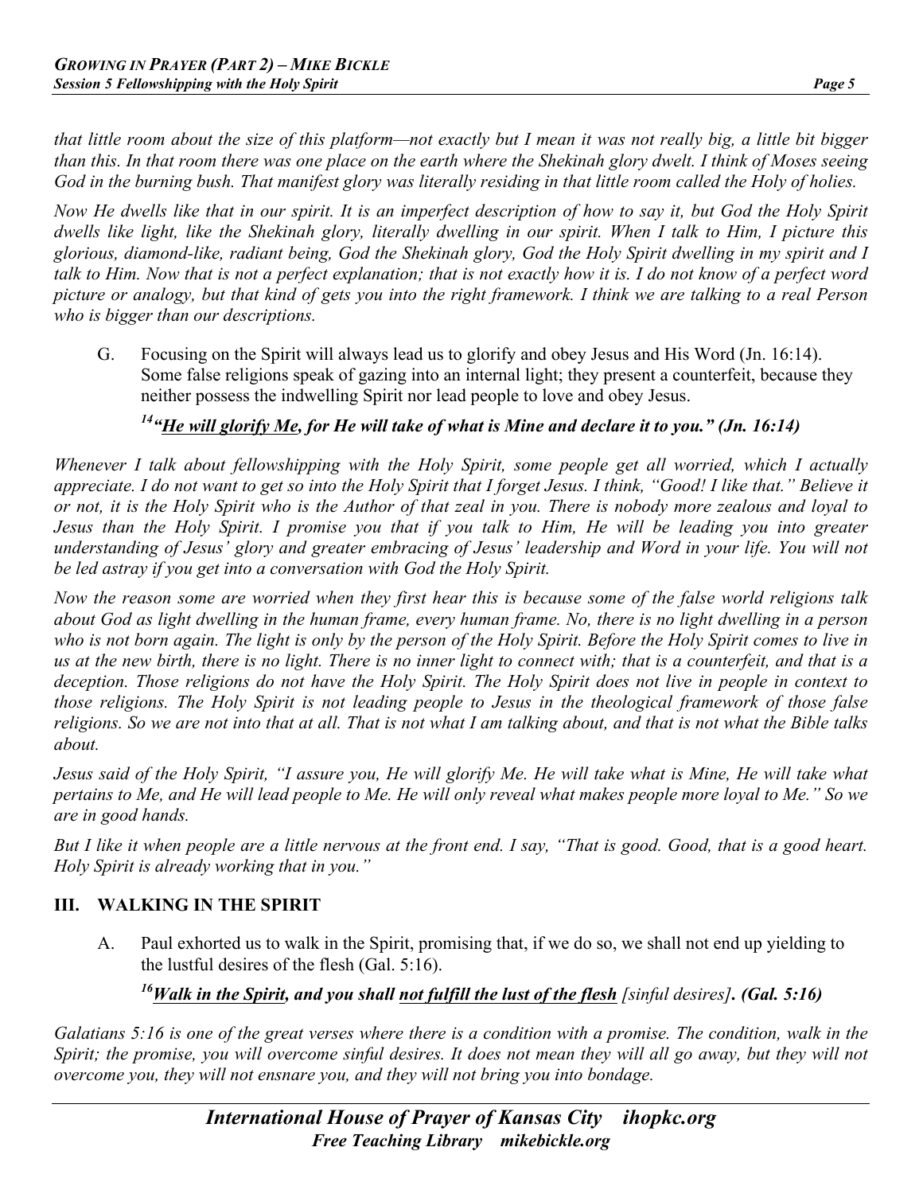*that little room about the size of this platform—not exactly but I mean it was not really big, a little bit bigger than this. In that room there was one place on the earth where the Shekinah glory dwelt. I think of Moses seeing God in the burning bush. That manifest glory was literally residing in that little room called the Holy of holies.*

*Now He dwells like that in our spirit. It is an imperfect description of how to say it, but God the Holy Spirit dwells like light, like the Shekinah glory, literally dwelling in our spirit. When I talk to Him, I picture this glorious, diamond-like, radiant being, God the Shekinah glory, God the Holy Spirit dwelling in my spirit and I talk to Him. Now that is not a perfect explanation; that is not exactly how it is. I do not know of a perfect word picture or analogy, but that kind of gets you into the right framework. I think we are talking to a real Person who is bigger than our descriptions.*

G. Focusing on the Spirit will always lead us to glorify and obey Jesus and His Word (Jn. 16:14). Some false religions speak of gazing into an internal light; they present a counterfeit, because they neither possess the indwelling Spirit nor lead people to love and obey Jesus.

***[14]"<u>He will glorify Me</u>, for He will take of what is Mine and declare it to you." (Jn. 16:14)***

*Whenever I talk about fellowshipping with the Holy Spirit, some people get all worried, which I actually appreciate. I do not want to get so into the Holy Spirit that I forget Jesus. I think, "Good! I like that." Believe it or not, it is the Holy Spirit who is the Author of that zeal in you. There is nobody more zealous and loyal to Jesus than the Holy Spirit. I promise you that if you talk to Him, He will be leading you into greater understanding of Jesus' glory and greater embracing of Jesus' leadership and Word in your life. You will not be led astray if you get into a conversation with God the Holy Spirit.*

*Now the reason some are worried when they first hear this is because some of the false world religions talk about God as light dwelling in the human frame, every human frame. No, there is no light dwelling in a person who is not born again. The light is only by the person of the Holy Spirit. Before the Holy Spirit comes to live in us at the new birth, there is no light. There is no inner light to connect with; that is a counterfeit, and that is a deception. Those religions do not have the Holy Spirit. The Holy Spirit does not live in people in context to those religions. The Holy Spirit is not leading people to Jesus in the theological framework of those false religions. So we are not into that at all. That is not what I am talking about, and that is not what the Bible talks about.*

*Jesus said of the Holy Spirit, "I assure you, He will glorify Me. He will take what is Mine, He will take what pertains to Me, and He will lead people to Me. He will only reveal what makes people more loyal to Me." So we are in good hands.*

*But I like it when people are a little nervous at the front end. I say, "That is good. Good, that is a good heart. Holy Spirit is already working that in you."*

## III. WALKING IN THE SPIRIT

A. Paul exhorted us to walk in the Spirit, promising that, if we do so, we shall not end up yielding to the lustful desires of the flesh (Gal. 5:16).

***[16]<u>Walk in the Spirit</u>, and you shall <u>not fulfill the lust of the flesh</u>*** *[sinful desires]* ***. (Gal. 5:16)***

*Galatians 5:16 is one of the great verses where there is a condition with a promise. The condition, walk in the Spirit; the promise, you will overcome sinful desires. It does not mean they will all go away, but they will not overcome you, they will not ensnare you, and they will not bring you into bondage.*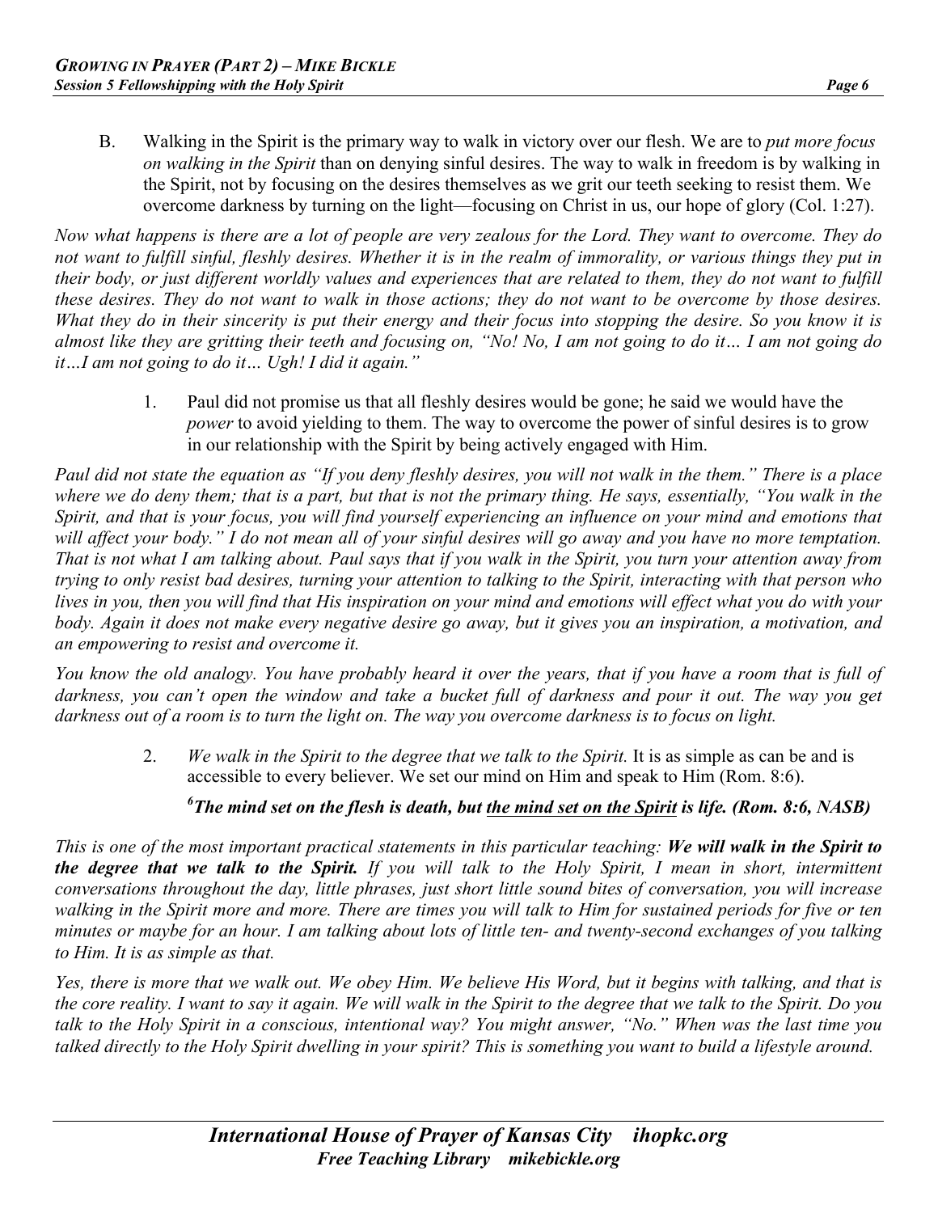B. Walking in the Spirit is the primary way to walk in victory over our flesh. We are to *put more focus on walking in the Spirit* than on denying sinful desires. The way to walk in freedom is by walking in the Spirit, not by focusing on the desires themselves as we grit our teeth seeking to resist them. We overcome darkness by turning on the light—focusing on Christ in us, our hope of glory (Col. 1:27).

*Now what happens is there are a lot of people are very zealous for the Lord. They want to overcome. They do not want to fulfill sinful, fleshly desires. Whether it is in the realm of immorality, or various things they put in their body, or just different worldly values and experiences that are related to them, they do not want to fulfill these desires. They do not want to walk in those actions; they do not want to be overcome by those desires. What they do in their sincerity is put their energy and their focus into stopping the desire. So you know it is almost like they are gritting their teeth and focusing on, "No! No, I am not going to do it… I am not going do it…I am not going to do it… Ugh! I did it again."*

1. Paul did not promise us that all fleshly desires would be gone; he said we would have the *power* to avoid yielding to them. The way to overcome the power of sinful desires is to grow in our relationship with the Spirit by being actively engaged with Him.

*Paul did not state the equation as "If you deny fleshly desires, you will not walk in the them." There is a place where we do deny them; that is a part, but that is not the primary thing. He says, essentially, "You walk in the Spirit, and that is your focus, you will find yourself experiencing an influence on your mind and emotions that will affect your body." I do not mean all of your sinful desires will go away and you have no more temptation. That is not what I am talking about. Paul says that if you walk in the Spirit, you turn your attention away from trying to only resist bad desires, turning your attention to talking to the Spirit, interacting with that person who lives in you, then you will find that His inspiration on your mind and emotions will effect what you do with your body. Again it does not make every negative desire go away, but it gives you an inspiration, a motivation, and an empowering to resist and overcome it.*

*You know the old analogy. You have probably heard it over the years, that if you have a room that is full of darkness, you can't open the window and take a bucket full of darkness and pour it out. The way you get darkness out of a room is to turn the light on. The way you overcome darkness is to focus on light.*

2. *We walk in the Spirit to the degree that we talk to the Spirit.* It is as simple as can be and is accessible to every believer. We set our mind on Him and speak to Him (Rom. 8:6).

   ***[6]The mind set on the flesh is death, but <u>the mind set on the Spirit</u> is life. (Rom. 8:6, NASB)***

*This is one of the most important practical statements in this particular teaching: **We will walk in the Spirit to the degree that we talk to the Spirit.** If you will talk to the Holy Spirit, I mean in short, intermittent conversations throughout the day, little phrases, just short little sound bites of conversation, you will increase walking in the Spirit more and more. There are times you will talk to Him for sustained periods for five or ten minutes or maybe for an hour. I am talking about lots of little ten- and twenty-second exchanges of you talking to Him. It is as simple as that.*

*Yes, there is more that we walk out. We obey Him. We believe His Word, but it begins with talking, and that is the core reality. I want to say it again. We will walk in the Spirit to the degree that we talk to the Spirit. Do you talk to the Holy Spirit in a conscious, intentional way? You might answer, "No." When was the last time you talked directly to the Holy Spirit dwelling in your spirit? This is something you want to build a lifestyle around.*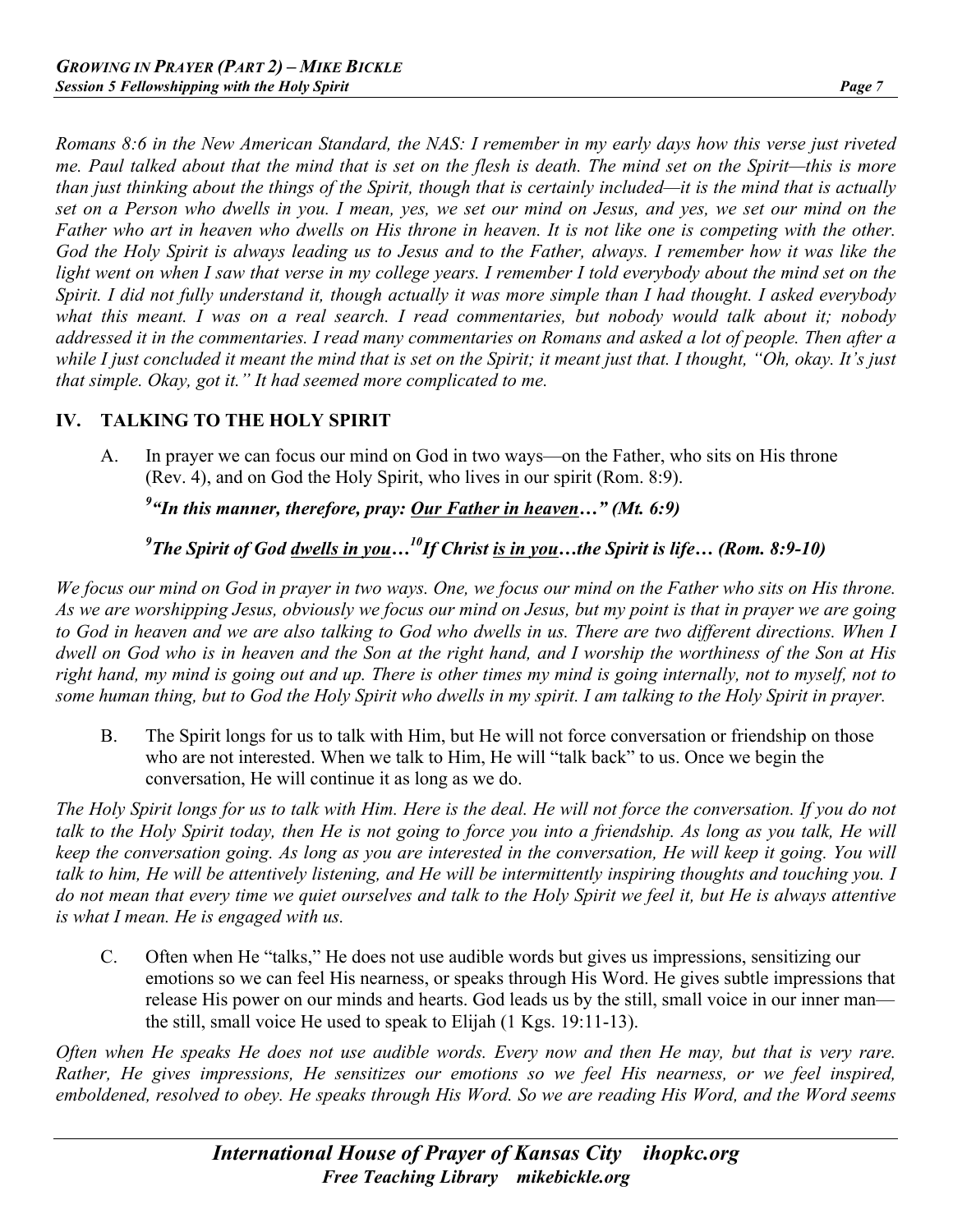*Romans 8:6 in the New American Standard, the NAS: I remember in my early days how this verse just riveted me. Paul talked about that the mind that is set on the flesh is death. The mind set on the Spirit—this is more than just thinking about the things of the Spirit, though that is certainly included—it is the mind that is actually set on a Person who dwells in you. I mean, yes, we set our mind on Jesus, and yes, we set our mind on the Father who art in heaven who dwells on His throne in heaven. It is not like one is competing with the other. God the Holy Spirit is always leading us to Jesus and to the Father, always. I remember how it was like the light went on when I saw that verse in my college years. I remember I told everybody about the mind set on the Spirit. I did not fully understand it, though actually it was more simple than I had thought. I asked everybody what this meant. I was on a real search. I read commentaries, but nobody would talk about it; nobody addressed it in the commentaries. I read many commentaries on Romans and asked a lot of people. Then after a while I just concluded it meant the mind that is set on the Spirit; it meant just that. I thought, "Oh, okay. It's just that simple. Okay, got it." It had seemed more complicated to me.*

## IV. TALKING TO THE HOLY SPIRIT

A. In prayer we can focus our mind on God in two ways—on the Father, who sits on His throne (Rev. 4), and on God the Holy Spirit, who lives in our spirit (Rom. 8:9).

***[9]"In this manner, therefore, pray: <u>Our Father in heaven</u>…" (Mt. 6:9)***

***[9]The Spirit of God <u>dwells in you</u>…[10]If Christ <u>is in you</u>…the Spirit is life… (Rom. 8:9-10)***

*We focus our mind on God in prayer in two ways. One, we focus our mind on the Father who sits on His throne. As we are worshipping Jesus, obviously we focus our mind on Jesus, but my point is that in prayer we are going to God in heaven and we are also talking to God who dwells in us. There are two different directions. When I dwell on God who is in heaven and the Son at the right hand, and I worship the worthiness of the Son at His right hand, my mind is going out and up. There is other times my mind is going internally, not to myself, not to some human thing, but to God the Holy Spirit who dwells in my spirit. I am talking to the Holy Spirit in prayer.*

B. The Spirit longs for us to talk with Him, but He will not force conversation or friendship on those who are not interested. When we talk to Him, He will "talk back" to us. Once we begin the conversation, He will continue it as long as we do.

*The Holy Spirit longs for us to talk with Him. Here is the deal. He will not force the conversation. If you do not talk to the Holy Spirit today, then He is not going to force you into a friendship. As long as you talk, He will keep the conversation going. As long as you are interested in the conversation, He will keep it going. You will talk to him, He will be attentively listening, and He will be intermittently inspiring thoughts and touching you. I do not mean that every time we quiet ourselves and talk to the Holy Spirit we feel it, but He is always attentive is what I mean. He is engaged with us.*

C. Often when He "talks," He does not use audible words but gives us impressions, sensitizing our emotions so we can feel His nearness, or speaks through His Word. He gives subtle impressions that release His power on our minds and hearts. God leads us by the still, small voice in our inner man—the still, small voice He used to speak to Elijah (1 Kgs. 19:11-13).

*Often when He speaks He does not use audible words. Every now and then He may, but that is very rare. Rather, He gives impressions, He sensitizes our emotions so we feel His nearness, or we feel inspired, emboldened, resolved to obey. He speaks through His Word. So we are reading His Word, and the Word seems*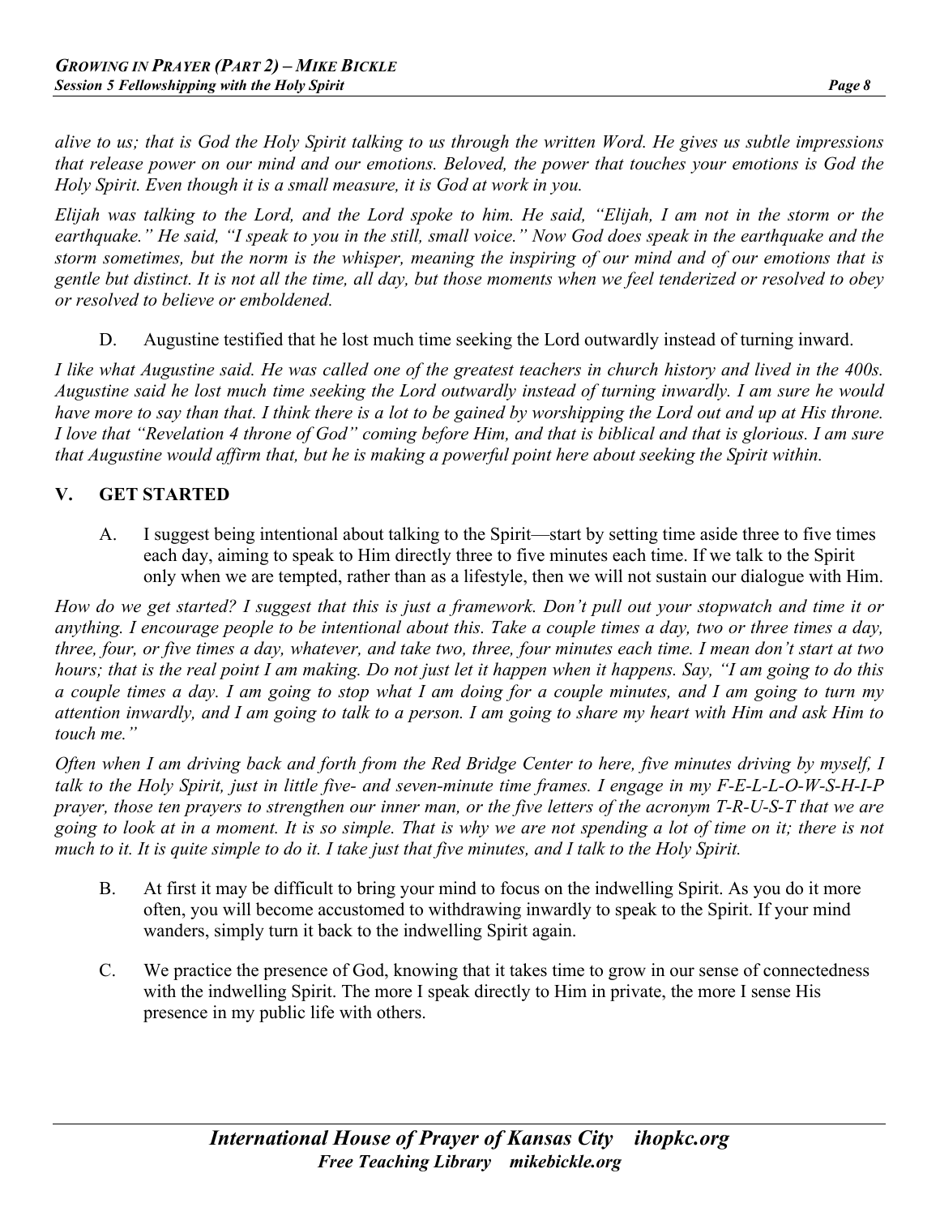*alive to us; that is God the Holy Spirit talking to us through the written Word. He gives us subtle impressions that release power on our mind and our emotions. Beloved, the power that touches your emotions is God the Holy Spirit. Even though it is a small measure, it is God at work in you.*

*Elijah was talking to the Lord, and the Lord spoke to him. He said, "Elijah, I am not in the storm or the earthquake." He said, "I speak to you in the still, small voice." Now God does speak in the earthquake and the storm sometimes, but the norm is the whisper, meaning the inspiring of our mind and of our emotions that is gentle but distinct. It is not all the time, all day, but those moments when we feel tenderized or resolved to obey or resolved to believe or emboldened.*

D. Augustine testified that he lost much time seeking the Lord outwardly instead of turning inward.

*I like what Augustine said. He was called one of the greatest teachers in church history and lived in the 400s. Augustine said he lost much time seeking the Lord outwardly instead of turning inwardly. I am sure he would have more to say than that. I think there is a lot to be gained by worshipping the Lord out and up at His throne. I love that "Revelation 4 throne of God" coming before Him, and that is biblical and that is glorious. I am sure that Augustine would affirm that, but he is making a powerful point here about seeking the Spirit within.*

## V. GET STARTED

A. I suggest being intentional about talking to the Spirit—start by setting time aside three to five times each day, aiming to speak to Him directly three to five minutes each time. If we talk to the Spirit only when we are tempted, rather than as a lifestyle, then we will not sustain our dialogue with Him.

*How do we get started? I suggest that this is just a framework. Don't pull out your stopwatch and time it or anything. I encourage people to be intentional about this. Take a couple times a day, two or three times a day, three, four, or five times a day, whatever, and take two, three, four minutes each time. I mean don't start at two hours; that is the real point I am making. Do not just let it happen when it happens. Say, "I am going to do this a couple times a day. I am going to stop what I am doing for a couple minutes, and I am going to turn my attention inwardly, and I am going to talk to a person. I am going to share my heart with Him and ask Him to touch me."*

*Often when I am driving back and forth from the Red Bridge Center to here, five minutes driving by myself, I talk to the Holy Spirit, just in little five- and seven-minute time frames. I engage in my F-E-L-L-O-W-S-H-I-P prayer, those ten prayers to strengthen our inner man, or the five letters of the acronym T-R-U-S-T that we are going to look at in a moment. It is so simple. That is why we are not spending a lot of time on it; there is not much to it. It is quite simple to do it. I take just that five minutes, and I talk to the Holy Spirit.*

B. At first it may be difficult to bring your mind to focus on the indwelling Spirit. As you do it more often, you will become accustomed to withdrawing inwardly to speak to the Spirit. If your mind wanders, simply turn it back to the indwelling Spirit again.

C. We practice the presence of God, knowing that it takes time to grow in our sense of connectedness with the indwelling Spirit. The more I speak directly to Him in private, the more I sense His presence in my public life with others.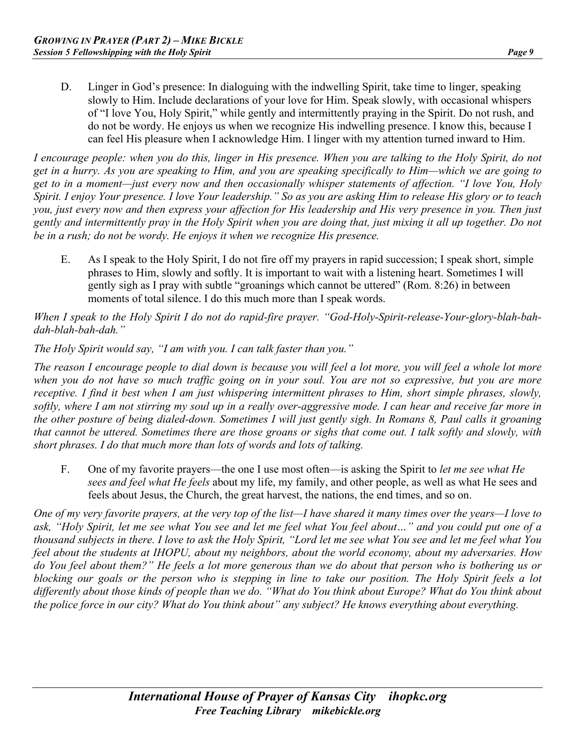D. Linger in God's presence: In dialoguing with the indwelling Spirit, take time to linger, speaking slowly to Him. Include declarations of your love for Him. Speak slowly, with occasional whispers of "I love You, Holy Spirit," while gently and intermittently praying in the Spirit. Do not rush, and do not be wordy. He enjoys us when we recognize His indwelling presence. I know this, because I can feel His pleasure when I acknowledge Him. I linger with my attention turned inward to Him.

*I encourage people: when you do this, linger in His presence. When you are talking to the Holy Spirit, do not get in a hurry. As you are speaking to Him, and you are speaking specifically to Him—which we are going to get to in a moment—just every now and then occasionally whisper statements of affection. "I love You, Holy Spirit. I enjoy Your presence. I love Your leadership." So as you are asking Him to release His glory or to teach you, just every now and then express your affection for His leadership and His very presence in you. Then just gently and intermittently pray in the Holy Spirit when you are doing that, just mixing it all up together. Do not be in a rush; do not be wordy. He enjoys it when we recognize His presence.*

E. As I speak to the Holy Spirit, I do not fire off my prayers in rapid succession; I speak short, simple phrases to Him, slowly and softly. It is important to wait with a listening heart. Sometimes I will gently sigh as I pray with subtle "groanings which cannot be uttered" (Rom. 8:26) in between moments of total silence. I do this much more than I speak words.

*When I speak to the Holy Spirit I do not do rapid-fire prayer. "God-Holy-Spirit-release-Your-glory-blah-bah-dah-blah-bah-dah."*

*The Holy Spirit would say, "I am with you. I can talk faster than you."*

*The reason I encourage people to dial down is because you will feel a lot more, you will feel a whole lot more when you do not have so much traffic going on in your soul. You are not so expressive, but you are more receptive. I find it best when I am just whispering intermittent phrases to Him, short simple phrases, slowly, softly, where I am not stirring my soul up in a really over-aggressive mode. I can hear and receive far more in the other posture of being dialed-down. Sometimes I will just gently sigh. In Romans 8, Paul calls it groaning that cannot be uttered. Sometimes there are those groans or sighs that come out. I talk softly and slowly, with short phrases. I do that much more than lots of words and lots of talking.*

F. One of my favorite prayers—the one I use most often—is asking the Spirit to *let me see what He sees and feel what He feels* about my life, my family, and other people, as well as what He sees and feels about Jesus, the Church, the great harvest, the nations, the end times, and so on.

*One of my very favorite prayers, at the very top of the list—I have shared it many times over the years—I love to ask, "Holy Spirit, let me see what You see and let me feel what You feel about…" and you could put one of a thousand subjects in there. I love to ask the Holy Spirit, "Lord let me see what You see and let me feel what You feel about the students at IHOPU, about my neighbors, about the world economy, about my adversaries. How do You feel about them?" He feels a lot more generous than we do about that person who is bothering us or blocking our goals or the person who is stepping in line to take our position. The Holy Spirit feels a lot differently about those kinds of people than we do. "What do You think about Europe? What do You think about the police force in our city? What do You think about" any subject? He knows everything about everything.*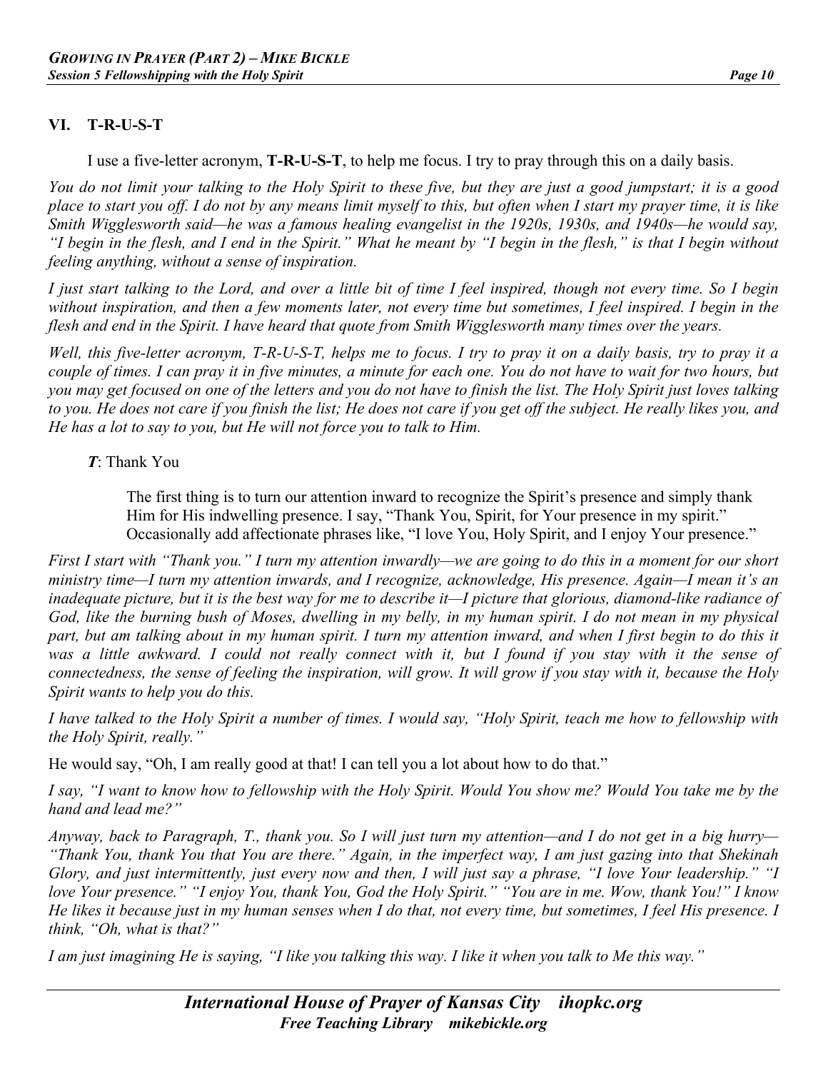## VI. T-R-U-S-T

I use a five-letter acronym, **T-R-U-S-T**, to help me focus. I try to pray through this on a daily basis.

*You do not limit your talking to the Holy Spirit to these five, but they are just a good jumpstart; it is a good place to start you off. I do not by any means limit myself to this, but often when I start my prayer time, it is like Smith Wigglesworth said—he was a famous healing evangelist in the 1920s, 1930s, and 1940s—he would say, "I begin in the flesh, and I end in the Spirit." What he meant by "I begin in the flesh," is that I begin without feeling anything, without a sense of inspiration.*

*I just start talking to the Lord, and over a little bit of time I feel inspired, though not every time. So I begin without inspiration, and then a few moments later, not every time but sometimes, I feel inspired. I begin in the flesh and end in the Spirit. I have heard that quote from Smith Wigglesworth many times over the years.*

*Well, this five-letter acronym, T-R-U-S-T, helps me to focus. I try to pray it on a daily basis, try to pray it a couple of times. I can pray it in five minutes, a minute for each one. You do not have to wait for two hours, but you may get focused on one of the letters and you do not have to finish the list. The Holy Spirit just loves talking to you. He does not care if you finish the list; He does not care if you get off the subject. He really likes you, and He has a lot to say to you, but He will not force you to talk to Him.*

***T***: Thank You

> The first thing is to turn our attention inward to recognize the Spirit's presence and simply thank Him for His indwelling presence. I say, "Thank You, Spirit, for Your presence in my spirit." Occasionally add affectionate phrases like, "I love You, Holy Spirit, and I enjoy Your presence."

*First I start with "Thank you." I turn my attention inwardly—we are going to do this in a moment for our short ministry time—I turn my attention inwards, and I recognize, acknowledge, His presence. Again—I mean it's an inadequate picture, but it is the best way for me to describe it—I picture that glorious, diamond-like radiance of God, like the burning bush of Moses, dwelling in my belly, in my human spirit. I do not mean in my physical part, but am talking about in my human spirit. I turn my attention inward, and when I first begin to do this it was a little awkward. I could not really connect with it, but I found if you stay with it the sense of connectedness, the sense of feeling the inspiration, will grow. It will grow if you stay with it, because the Holy Spirit wants to help you do this.*

*I have talked to the Holy Spirit a number of times. I would say, "Holy Spirit, teach me how to fellowship with the Holy Spirit, really."*

He would say, "Oh, I am really good at that! I can tell you a lot about how to do that."

*I say, "I want to know how to fellowship with the Holy Spirit. Would You show me? Would You take me by the hand and lead me?"*

*Anyway, back to Paragraph, T., thank you. So I will just turn my attention—and I do not get in a big hurry—"Thank You, thank You that You are there." Again, in the imperfect way, I am just gazing into that Shekinah Glory, and just intermittently, just every now and then, I will just say a phrase, "I love Your leadership." "I love Your presence." "I enjoy You, thank You, God the Holy Spirit." "You are in me. Wow, thank You!" I know He likes it because just in my human senses when I do that, not every time, but sometimes, I feel His presence. I think, "Oh, what is that?"*

*I am just imagining He is saying, "I like you talking this way. I like it when you talk to Me this way."*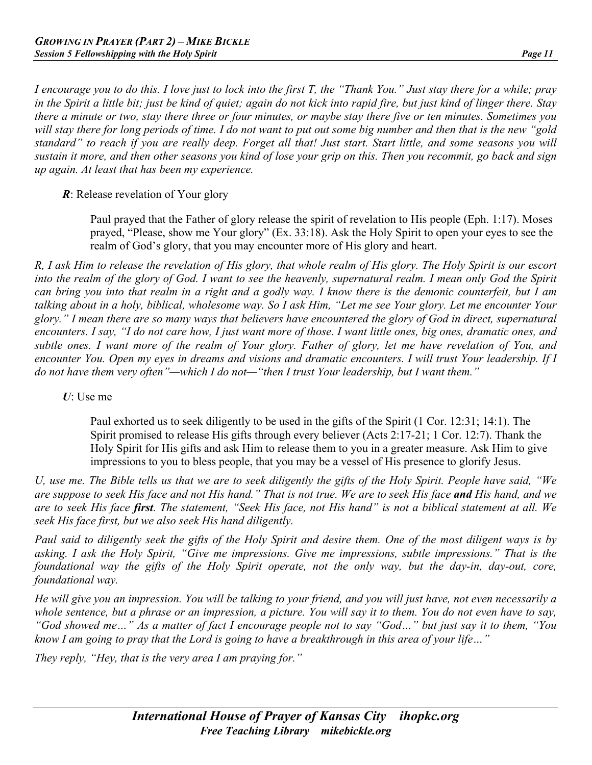*I encourage you to do this. I love just to lock into the first T, the "Thank You." Just stay there for a while; pray in the Spirit a little bit; just be kind of quiet; again do not kick into rapid fire, but just kind of linger there. Stay there a minute or two, stay there three or four minutes, or maybe stay there five or ten minutes. Sometimes you will stay there for long periods of time. I do not want to put out some big number and then that is the new "gold standard" to reach if you are really deep. Forget all that! Just start. Start little, and some seasons you will sustain it more, and then other seasons you kind of lose your grip on this. Then you recommit, go back and sign up again. At least that has been my experience.*

***R***: Release revelation of Your glory

> Paul prayed that the Father of glory release the spirit of revelation to His people (Eph. 1:17). Moses prayed, "Please, show me Your glory" (Ex. 33:18). Ask the Holy Spirit to open your eyes to see the realm of God's glory, that you may encounter more of His glory and heart.

*R, I ask Him to release the revelation of His glory, that whole realm of His glory. The Holy Spirit is our escort into the realm of the glory of God. I want to see the heavenly, supernatural realm. I mean only God the Spirit can bring you into that realm in a right and a godly way. I know there is the demonic counterfeit, but I am talking about in a holy, biblical, wholesome way. So I ask Him, "Let me see Your glory. Let me encounter Your glory." I mean there are so many ways that believers have encountered the glory of God in direct, supernatural encounters. I say, "I do not care how, I just want more of those. I want little ones, big ones, dramatic ones, and subtle ones. I want more of the realm of Your glory. Father of glory, let me have revelation of You, and encounter You. Open my eyes in dreams and visions and dramatic encounters. I will trust Your leadership. If I do not have them very often"—which I do not—"then I trust Your leadership, but I want them."*

***U***: Use me

> Paul exhorted us to seek diligently to be used in the gifts of the Spirit (1 Cor. 12:31; 14:1). The Spirit promised to release His gifts through every believer (Acts 2:17-21; 1 Cor. 12:7). Thank the Holy Spirit for His gifts and ask Him to release them to you in a greater measure. Ask Him to give impressions to you to bless people, that you may be a vessel of His presence to glorify Jesus.

*U, use me. The Bible tells us that we are to seek diligently the gifts of the Holy Spirit. People have said, "We are suppose to seek His face and not His hand." That is not true. We are to seek His face **and** His hand, and we are to seek His face **first**. The statement, "Seek His face, not His hand" is not a biblical statement at all. We seek His face first, but we also seek His hand diligently.*

*Paul said to diligently seek the gifts of the Holy Spirit and desire them. One of the most diligent ways is by asking. I ask the Holy Spirit, "Give me impressions. Give me impressions, subtle impressions." That is the foundational way the gifts of the Holy Spirit operate, not the only way, but the day-in, day-out, core, foundational way.*

*He will give you an impression. You will be talking to your friend, and you will just have, not even necessarily a whole sentence, but a phrase or an impression, a picture. You will say it to them. You do not even have to say, "God showed me…" As a matter of fact I encourage people not to say "God…" but just say it to them, "You know I am going to pray that the Lord is going to have a breakthrough in this area of your life…"*

*They reply, "Hey, that is the very area I am praying for."*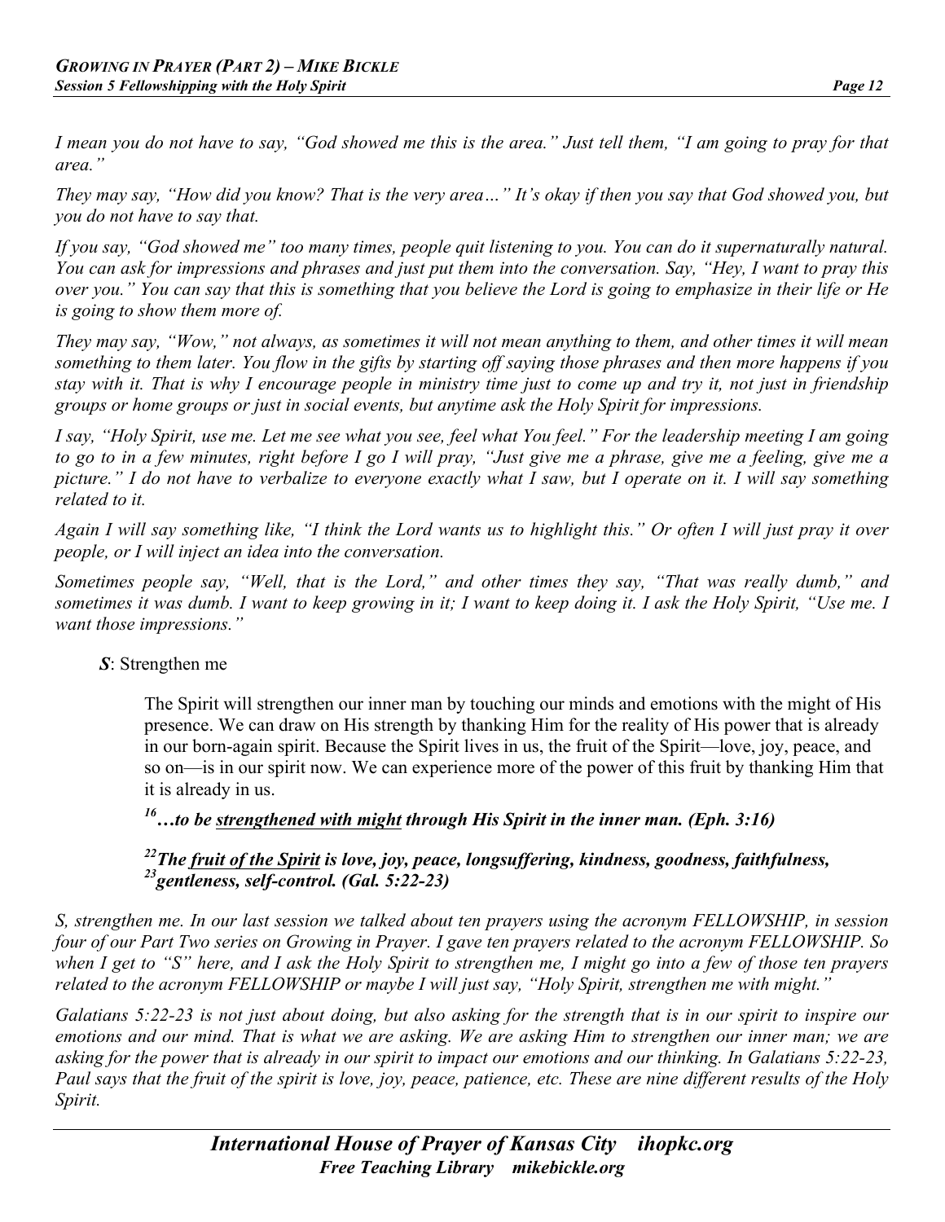*I mean you do not have to say, "God showed me this is the area." Just tell them, "I am going to pray for that area."*

*They may say, "How did you know? That is the very area…" It's okay if then you say that God showed you, but you do not have to say that.*

*If you say, "God showed me" too many times, people quit listening to you. You can do it supernaturally natural. You can ask for impressions and phrases and just put them into the conversation. Say, "Hey, I want to pray this over you." You can say that this is something that you believe the Lord is going to emphasize in their life or He is going to show them more of.*

*They may say, "Wow," not always, as sometimes it will not mean anything to them, and other times it will mean something to them later. You flow in the gifts by starting off saying those phrases and then more happens if you stay with it. That is why I encourage people in ministry time just to come up and try it, not just in friendship groups or home groups or just in social events, but anytime ask the Holy Spirit for impressions.*

*I say, "Holy Spirit, use me. Let me see what you see, feel what You feel." For the leadership meeting I am going to go to in a few minutes, right before I go I will pray, "Just give me a phrase, give me a feeling, give me a picture." I do not have to verbalize to everyone exactly what I saw, but I operate on it. I will say something related to it.*

*Again I will say something like, "I think the Lord wants us to highlight this." Or often I will just pray it over people, or I will inject an idea into the conversation.*

*Sometimes people say, "Well, that is the Lord," and other times they say, "That was really dumb," and sometimes it was dumb. I want to keep growing in it; I want to keep doing it. I ask the Holy Spirit, "Use me. I want those impressions."*

***S***: Strengthen me

The Spirit will strengthen our inner man by touching our minds and emotions with the might of His presence. We can draw on His strength by thanking Him for the reality of His power that is already in our born-again spirit. Because the Spirit lives in us, the fruit of the Spirit—love, joy, peace, and so on—is in our spirit now. We can experience more of the power of this fruit by thanking Him that it is already in us.

***[16]…to be <u>strengthened with might</u> through His Spirit in the inner man. (Eph. 3:16)***

***[22]The <u>fruit of the Spirit</u> is love, joy, peace, longsuffering, kindness, goodness, faithfulness, [23]gentleness, self-control. (Gal. 5:22-23)***

*S, strengthen me. In our last session we talked about ten prayers using the acronym FELLOWSHIP, in session four of our Part Two series on Growing in Prayer. I gave ten prayers related to the acronym FELLOWSHIP. So when I get to "S" here, and I ask the Holy Spirit to strengthen me, I might go into a few of those ten prayers related to the acronym FELLOWSHIP or maybe I will just say, "Holy Spirit, strengthen me with might."*

*Galatians 5:22-23 is not just about doing, but also asking for the strength that is in our spirit to inspire our emotions and our mind. That is what we are asking. We are asking Him to strengthen our inner man; we are asking for the power that is already in our spirit to impact our emotions and our thinking. In Galatians 5:22-23, Paul says that the fruit of the spirit is love, joy, peace, patience, etc. These are nine different results of the Holy Spirit.*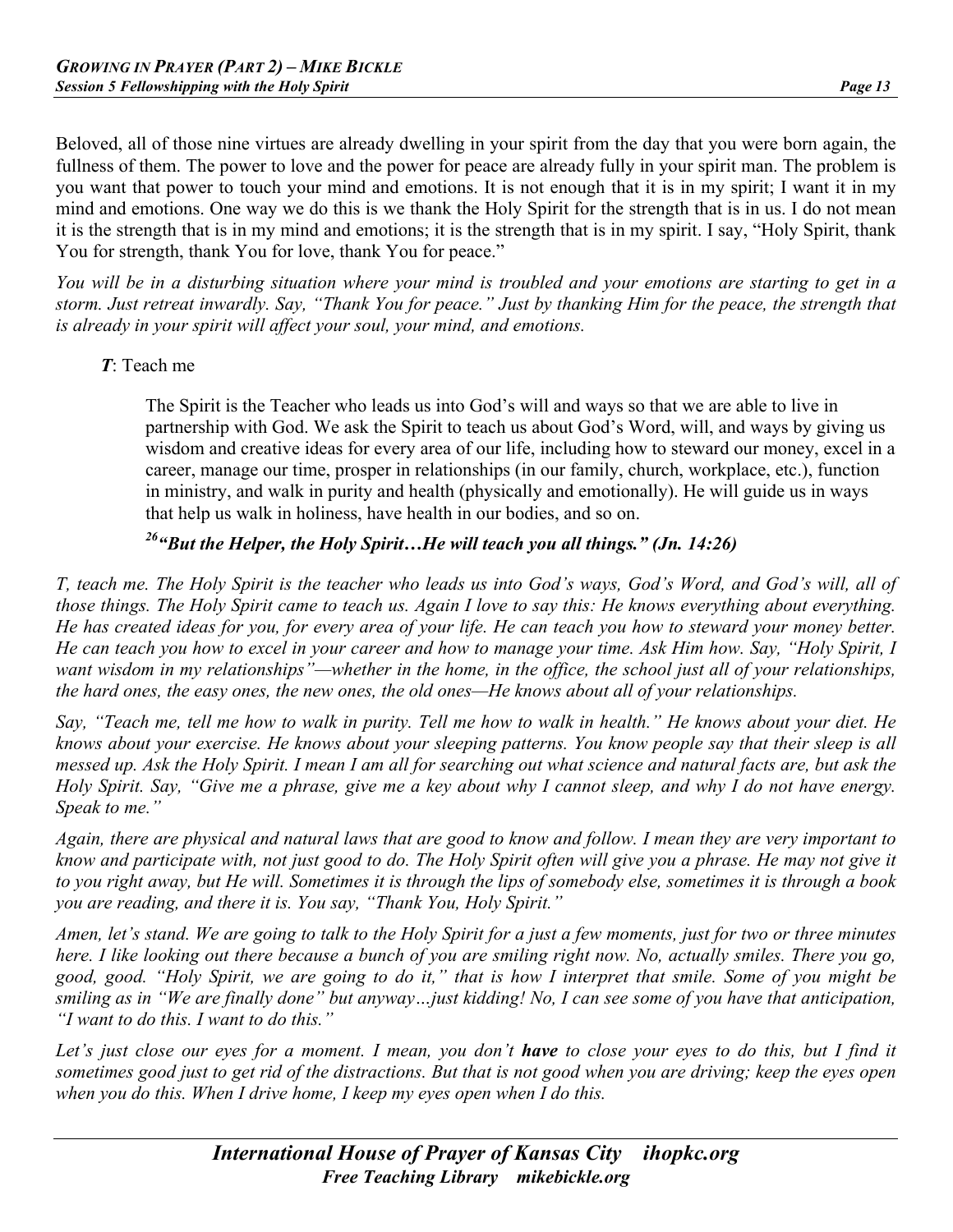Beloved, all of those nine virtues are already dwelling in your spirit from the day that you were born again, the fullness of them. The power to love and the power for peace are already fully in your spirit man. The problem is you want that power to touch your mind and emotions. It is not enough that it is in my spirit; I want it in my mind and emotions. One way we do this is we thank the Holy Spirit for the strength that is in us. I do not mean it is the strength that is in my mind and emotions; it is the strength that is in my spirit. I say, "Holy Spirit, thank You for strength, thank You for love, thank You for peace."

*You will be in a disturbing situation where your mind is troubled and your emotions are starting to get in a storm. Just retreat inwardly. Say, "Thank You for peace." Just by thanking Him for the peace, the strength that is already in your spirit will affect your soul, your mind, and emotions.*

***T***: Teach me

> The Spirit is the Teacher who leads us into God's will and ways so that we are able to live in partnership with God. We ask the Spirit to teach us about God's Word, will, and ways by giving us wisdom and creative ideas for every area of our life, including how to steward our money, excel in a career, manage our time, prosper in relationships (in our family, church, workplace, etc.), function in ministry, and walk in purity and health (physically and emotionally). He will guide us in ways that help us walk in holiness, have health in our bodies, and so on.
>
> ***[26]"But the Helper, the Holy Spirit…He will teach you all things." (Jn. 14:26)***

*T, teach me. The Holy Spirit is the teacher who leads us into God's ways, God's Word, and God's will, all of those things. The Holy Spirit came to teach us. Again I love to say this: He knows everything about everything. He has created ideas for you, for every area of your life. He can teach you how to steward your money better. He can teach you how to excel in your career and how to manage your time. Ask Him how. Say, "Holy Spirit, I want wisdom in my relationships"—whether in the home, in the office, the school just all of your relationships, the hard ones, the easy ones, the new ones, the old ones—He knows about all of your relationships.*

*Say, "Teach me, tell me how to walk in purity. Tell me how to walk in health." He knows about your diet. He knows about your exercise. He knows about your sleeping patterns. You know people say that their sleep is all messed up. Ask the Holy Spirit. I mean I am all for searching out what science and natural facts are, but ask the Holy Spirit. Say, "Give me a phrase, give me a key about why I cannot sleep, and why I do not have energy. Speak to me."*

*Again, there are physical and natural laws that are good to know and follow. I mean they are very important to know and participate with, not just good to do. The Holy Spirit often will give you a phrase. He may not give it to you right away, but He will. Sometimes it is through the lips of somebody else, sometimes it is through a book you are reading, and there it is. You say, "Thank You, Holy Spirit."*

*Amen, let's stand. We are going to talk to the Holy Spirit for a just a few moments, just for two or three minutes here. I like looking out there because a bunch of you are smiling right now. No, actually smiles. There you go, good, good. "Holy Spirit, we are going to do it," that is how I interpret that smile. Some of you might be smiling as in "We are finally done" but anyway…just kidding! No, I can see some of you have that anticipation, "I want to do this. I want to do this."*

*Let's just close our eyes for a moment. I mean, you don't* ***have*** *to close your eyes to do this, but I find it sometimes good just to get rid of the distractions. But that is not good when you are driving; keep the eyes open when you do this. When I drive home, I keep my eyes open when I do this.*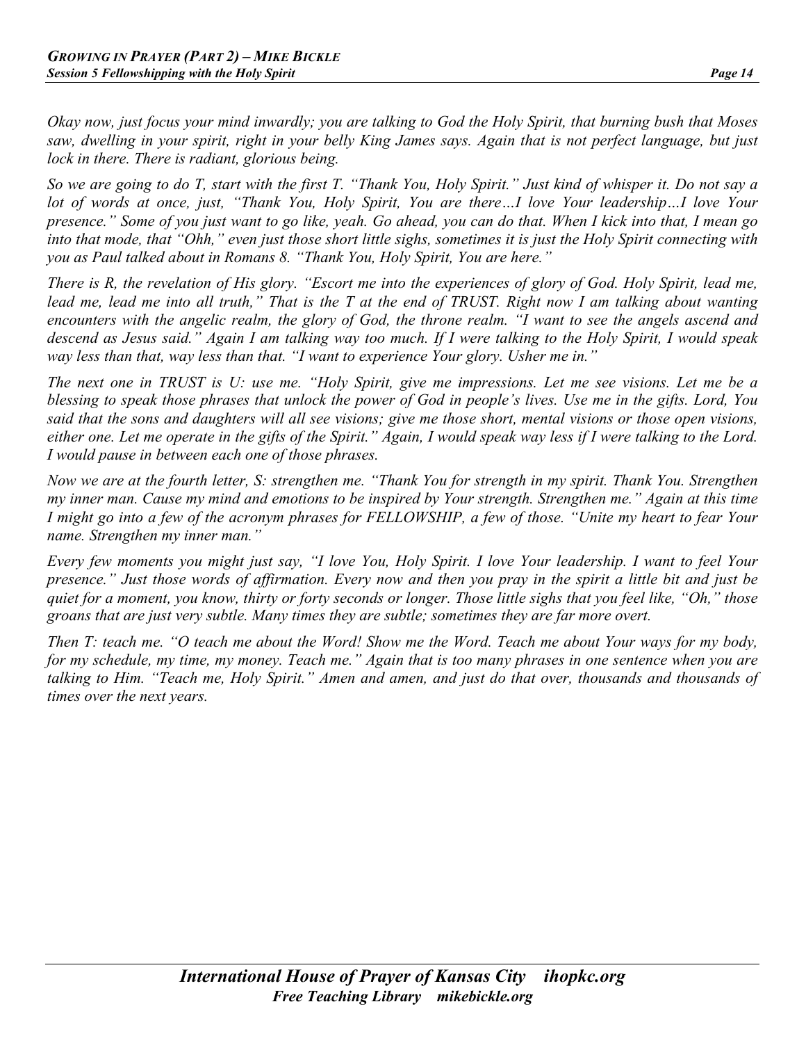*Okay now, just focus your mind inwardly; you are talking to God the Holy Spirit, that burning bush that Moses saw, dwelling in your spirit, right in your belly King James says. Again that is not perfect language, but just lock in there. There is radiant, glorious being.*

*So we are going to do T, start with the first T. "Thank You, Holy Spirit." Just kind of whisper it. Do not say a lot of words at once, just, "Thank You, Holy Spirit, You are there…I love Your leadership…I love Your presence." Some of you just want to go like, yeah. Go ahead, you can do that. When I kick into that, I mean go into that mode, that "Ohh," even just those short little sighs, sometimes it is just the Holy Spirit connecting with you as Paul talked about in Romans 8. "Thank You, Holy Spirit, You are here."*

*There is R, the revelation of His glory. "Escort me into the experiences of glory of God. Holy Spirit, lead me, lead me, lead me into all truth," That is the T at the end of TRUST. Right now I am talking about wanting encounters with the angelic realm, the glory of God, the throne realm. "I want to see the angels ascend and descend as Jesus said." Again I am talking way too much. If I were talking to the Holy Spirit, I would speak way less than that, way less than that. "I want to experience Your glory. Usher me in."*

*The next one in TRUST is U: use me. "Holy Spirit, give me impressions. Let me see visions. Let me be a blessing to speak those phrases that unlock the power of God in people's lives. Use me in the gifts. Lord, You said that the sons and daughters will all see visions; give me those short, mental visions or those open visions, either one. Let me operate in the gifts of the Spirit." Again, I would speak way less if I were talking to the Lord. I would pause in between each one of those phrases.*

*Now we are at the fourth letter, S: strengthen me. "Thank You for strength in my spirit. Thank You. Strengthen my inner man. Cause my mind and emotions to be inspired by Your strength. Strengthen me." Again at this time I might go into a few of the acronym phrases for FELLOWSHIP, a few of those. "Unite my heart to fear Your name. Strengthen my inner man."*

*Every few moments you might just say, "I love You, Holy Spirit. I love Your leadership. I want to feel Your presence." Just those words of affirmation. Every now and then you pray in the spirit a little bit and just be quiet for a moment, you know, thirty or forty seconds or longer. Those little sighs that you feel like, "Oh," those groans that are just very subtle. Many times they are subtle; sometimes they are far more overt.*

*Then T: teach me. "O teach me about the Word! Show me the Word. Teach me about Your ways for my body, for my schedule, my time, my money. Teach me." Again that is too many phrases in one sentence when you are talking to Him. "Teach me, Holy Spirit." Amen and amen, and just do that over, thousands and thousands of times over the next years.*